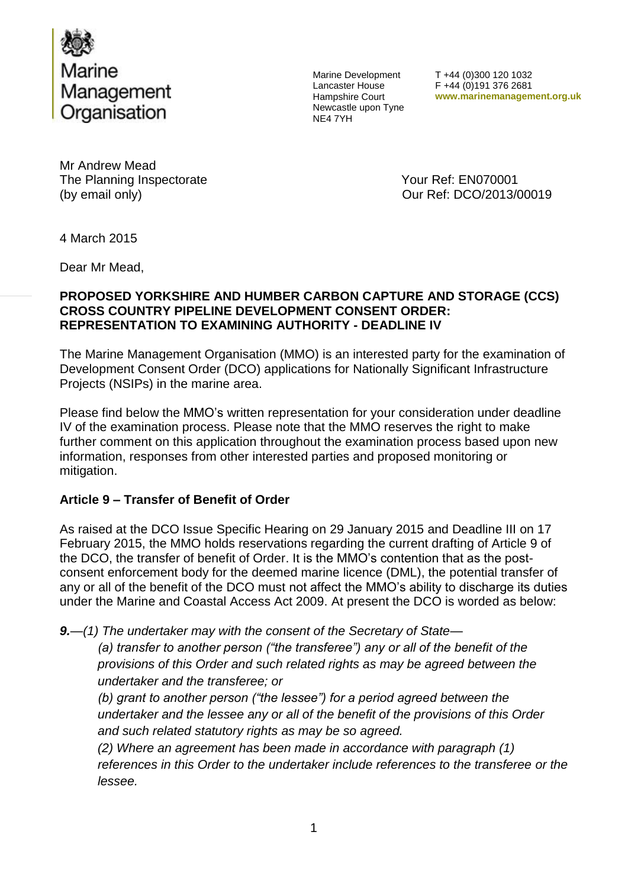Marine Management Organisation

Marine Development
Lancaster House
Hampshire Court
Newcastle upon Tyne
NE4 7YH

T +44 (0)300 120 1032
F +44 (0)191 376 2681
**www.marinemanagement.org.uk**

Mr Andrew Mead
The Planning Inspectorate
(by email only)

Your Ref: EN070001
Our Ref: DCO/2013/00019

4 March 2015

Dear Mr Mead,

**PROPOSED YORKSHIRE AND HUMBER CARBON CAPTURE AND STORAGE (CCS) CROSS COUNTRY PIPELINE DEVELOPMENT CONSENT ORDER: REPRESENTATION TO EXAMINING AUTHORITY - DEADLINE IV**

The Marine Management Organisation (MMO) is an interested party for the examination of Development Consent Order (DCO) applications for Nationally Significant Infrastructure Projects (NSIPs) in the marine area.

Please find below the MMO's written representation for your consideration under deadline IV of the examination process. Please note that the MMO reserves the right to make further comment on this application throughout the examination process based upon new information, responses from other interested parties and proposed monitoring or mitigation.

**Article 9 – Transfer of Benefit of Order**

As raised at the DCO Issue Specific Hearing on 29 January 2015 and Deadline III on 17 February 2015, the MMO holds reservations regarding the current drafting of Article 9 of the DCO, the transfer of benefit of Order. It is the MMO's contention that as the post-consent enforcement body for the deemed marine licence (DML), the potential transfer of any or all of the benefit of the DCO must not affect the MMO's ability to discharge its duties under the Marine and Coastal Access Act 2009. At present the DCO is worded as below:

***9.****—(1) The undertaker may with the consent of the Secretary of State—*

> *(a) transfer to another person ("the transferee") any or all of the benefit of the provisions of this Order and such related rights as may be agreed between the undertaker and the transferee; or*
>
> *(b) grant to another person ("the lessee") for a period agreed between the undertaker and the lessee any or all of the benefit of the provisions of this Order and such related statutory rights as may be so agreed.*
>
> *(2) Where an agreement has been made in accordance with paragraph (1) references in this Order to the undertaker include references to the transferee or the lessee.*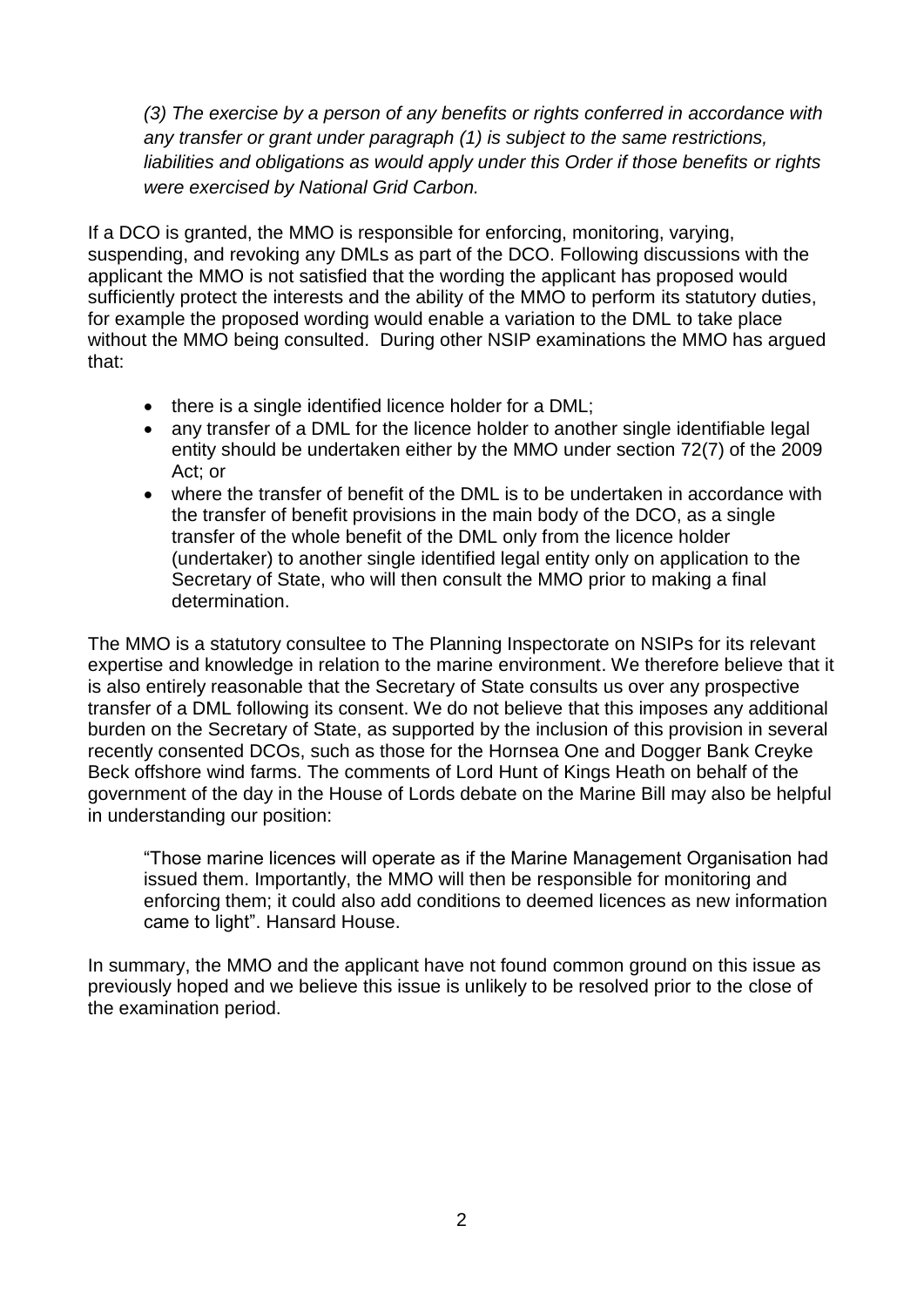*(3) The exercise by a person of any benefits or rights conferred in accordance with any transfer or grant under paragraph (1) is subject to the same restrictions, liabilities and obligations as would apply under this Order if those benefits or rights were exercised by National Grid Carbon.*

If a DCO is granted, the MMO is responsible for enforcing, monitoring, varying, suspending, and revoking any DMLs as part of the DCO. Following discussions with the applicant the MMO is not satisfied that the wording the applicant has proposed would sufficiently protect the interests and the ability of the MMO to perform its statutory duties, for example the proposed wording would enable a variation to the DML to take place without the MMO being consulted. During other NSIP examinations the MMO has argued that:

- there is a single identified licence holder for a DML;
- any transfer of a DML for the licence holder to another single identifiable legal entity should be undertaken either by the MMO under section 72(7) of the 2009 Act; or
- where the transfer of benefit of the DML is to be undertaken in accordance with the transfer of benefit provisions in the main body of the DCO, as a single transfer of the whole benefit of the DML only from the licence holder (undertaker) to another single identified legal entity only on application to the Secretary of State, who will then consult the MMO prior to making a final determination.

The MMO is a statutory consultee to The Planning Inspectorate on NSIPs for its relevant expertise and knowledge in relation to the marine environment. We therefore believe that it is also entirely reasonable that the Secretary of State consults us over any prospective transfer of a DML following its consent. We do not believe that this imposes any additional burden on the Secretary of State, as supported by the inclusion of this provision in several recently consented DCOs, such as those for the Hornsea One and Dogger Bank Creyke Beck offshore wind farms. The comments of Lord Hunt of Kings Heath on behalf of the government of the day in the House of Lords debate on the Marine Bill may also be helpful in understanding our position:

> "Those marine licences will operate as if the Marine Management Organisation had issued them. Importantly, the MMO will then be responsible for monitoring and enforcing them; it could also add conditions to deemed licences as new information came to light". Hansard House.

In summary, the MMO and the applicant have not found common ground on this issue as previously hoped and we believe this issue is unlikely to be resolved prior to the close of the examination period.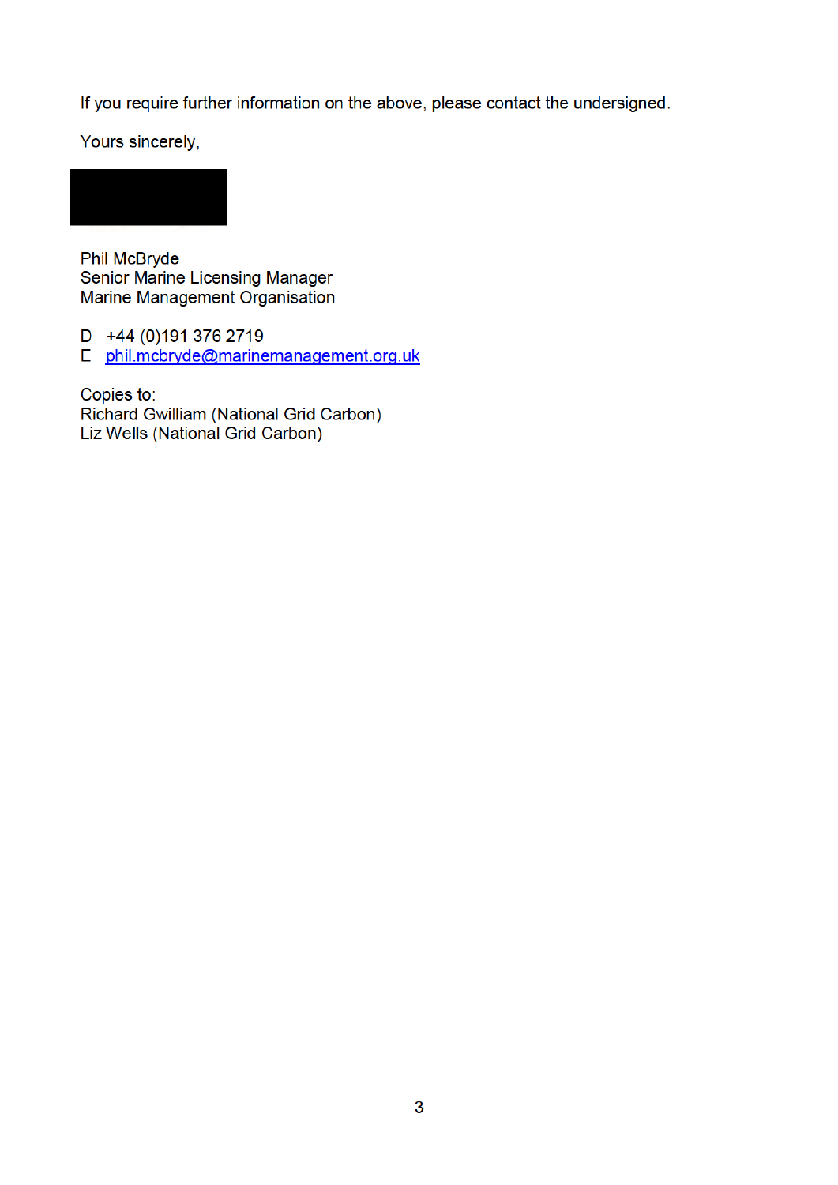If you require further information on the above, please contact the undersigned.

Yours sincerely,

Phil McBryde
Senior Marine Licensing Manager
Marine Management Organisation

D +44 (0)191 376 2719
E phil.mcbryde@marinemanagement.org.uk

Copies to:
Richard Gwilliam (National Grid Carbon)
Liz Wells (National Grid Carbon)